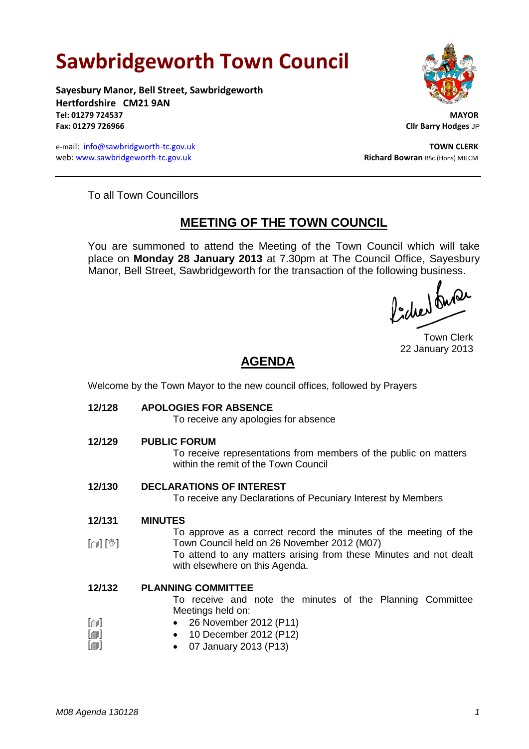# Sawbridgeworth Town Council

**Sayesbury Manor, Bell Street, Sawbridgeworth**
**Hertfordshire CM21 9AN**
**Tel: 01279 724537**
**Fax: 01279 726966**

e-mail: info@sawbridgeworth-tc.gov.uk
web: www.sawbridgeworth-tc.gov.uk

**MAYOR**
**Cllr Barry Hodges** JP

**TOWN CLERK**
**Richard Bowran** BSc.(Hons) MILCM

---

To all Town Councillors

## MEETING OF THE TOWN COUNCIL

You are summoned to attend the Meeting of the Town Council which will take place on **Monday 28 January 2013** at 7.30pm at The Council Office, Sayesbury Manor, Bell Street, Sawbridgeworth for the transaction of the following business.

Town Clerk
22 January 2013

## AGENDA

Welcome by the Town Mayor to the new council offices, followed by Prayers

**12/128 APOLOGIES FOR ABSENCE**

To receive any apologies for absence

**12/129 PUBLIC FORUM**

To receive representations from members of the public on matters within the remit of the Town Council

**12/130 DECLARATIONS OF INTEREST**

To receive any Declarations of Pecuniary Interest by Members

**12/131 MINUTES**

[🗐] [✋] To approve as a correct record the minutes of the meeting of the Town Council held on 26 November 2012 (M07)

To attend to any matters arising from these Minutes and not dealt with elsewhere on this Agenda.

**12/132 PLANNING COMMITTEE**

To receive and note the minutes of the Planning Committee Meetings held on:

- [🗐] 26 November 2012 (P11)
- [🗐] 10 December 2012 (P12)
- [🗐] 07 January 2013 (P13)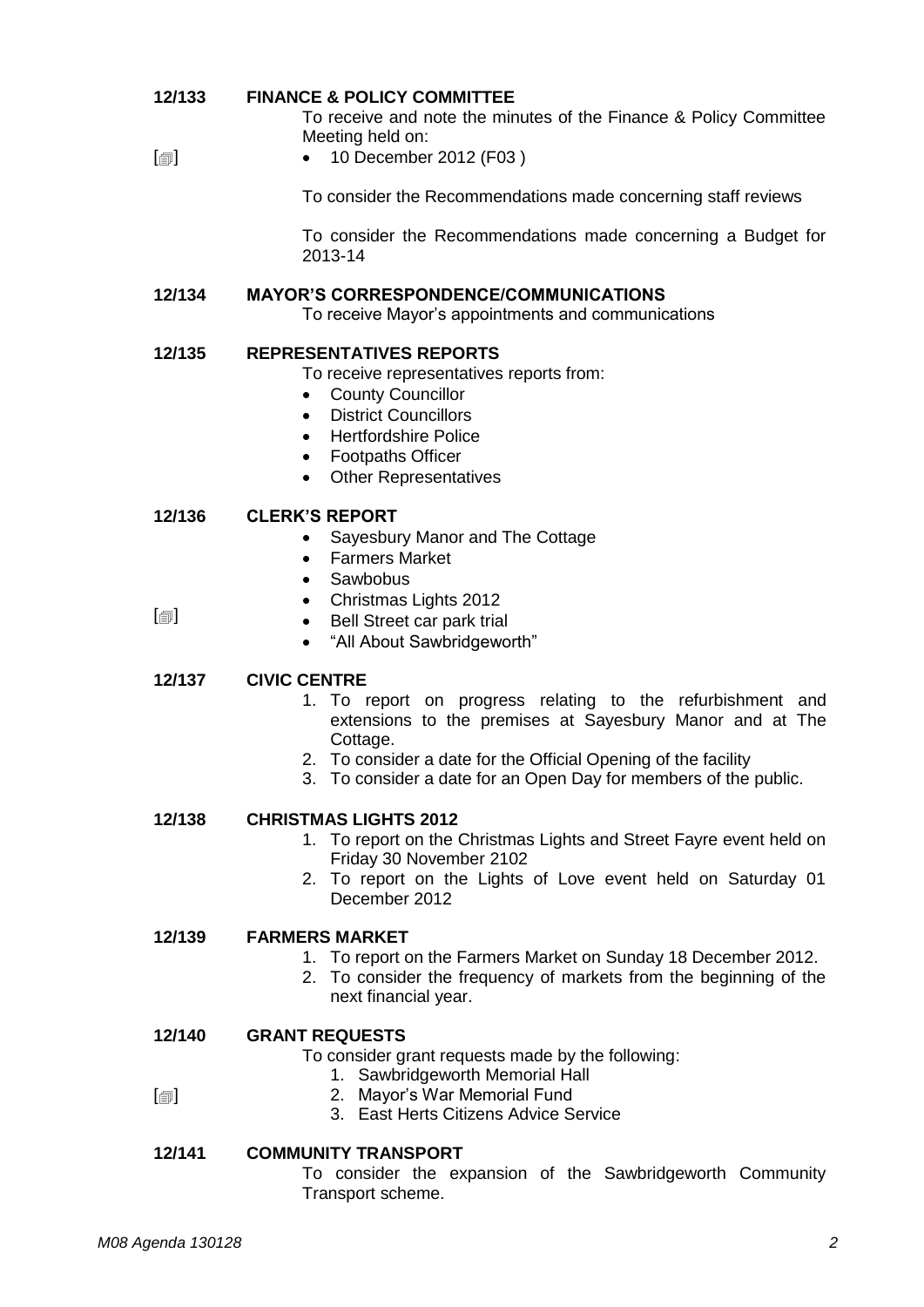**12/133 FINANCE & POLICY COMMITTEE**

To receive and note the minutes of the Finance & Policy Committee Meeting held on:

[🗐]
- 10 December 2012 (F03 )

To consider the Recommendations made concerning staff reviews

To consider the Recommendations made concerning a Budget for 2013-14

**12/134 MAYOR'S CORRESPONDENCE/COMMUNICATIONS**

To receive Mayor's appointments and communications

**12/135 REPRESENTATIVES REPORTS**

To receive representatives reports from:

- County Councillor
- District Councillors
- Hertfordshire Police
- Footpaths Officer
- Other Representatives

**12/136 CLERK'S REPORT**

- Sayesbury Manor and The Cottage
- Farmers Market
- Sawbobus
- Christmas Lights 2012

[🗐]
- Bell Street car park trial
- "All About Sawbridgeworth"

**12/137 CIVIC CENTRE**

1. To report on progress relating to the refurbishment and extensions to the premises at Sayesbury Manor and at The Cottage.
2. To consider a date for the Official Opening of the facility
3. To consider a date for an Open Day for members of the public.

**12/138 CHRISTMAS LIGHTS 2012**

1. To report on the Christmas Lights and Street Fayre event held on Friday 30 November 2102
2. To report on the Lights of Love event held on Saturday 01 December 2012

**12/139 FARMERS MARKET**

1. To report on the Farmers Market on Sunday 18 December 2012.
2. To consider the frequency of markets from the beginning of the next financial year.

**12/140 GRANT REQUESTS**

To consider grant requests made by the following:

[🗐]
1. Sawbridgeworth Memorial Hall
2. Mayor's War Memorial Fund
3. East Herts Citizens Advice Service

**12/141 COMMUNITY TRANSPORT**

To consider the expansion of the Sawbridgeworth Community Transport scheme.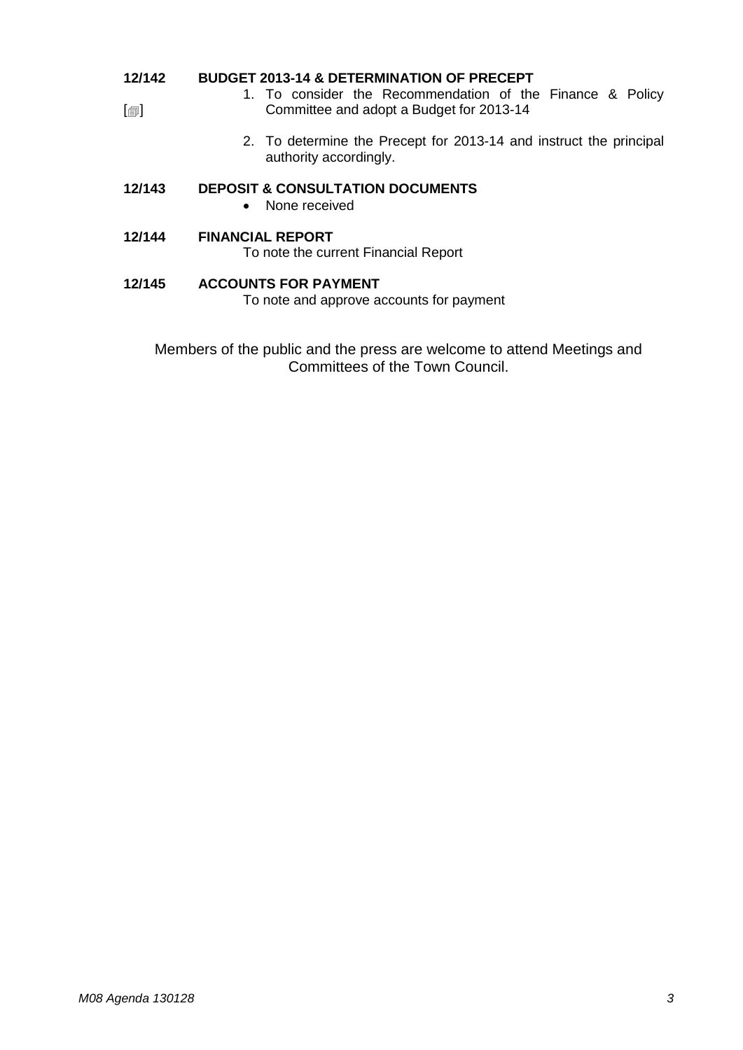**12/142 BUDGET 2013-14 & DETERMINATION OF PRECEPT**

[🗐]

1. To consider the Recommendation of the Finance & Policy Committee and adopt a Budget for 2013-14
2. To determine the Precept for 2013-14 and instruct the principal authority accordingly.

**12/143 DEPOSIT & CONSULTATION DOCUMENTS**

- None received

**12/144 FINANCIAL REPORT**

To note the current Financial Report

**12/145 ACCOUNTS FOR PAYMENT**

To note and approve accounts for payment

Members of the public and the press are welcome to attend Meetings and Committees of the Town Council.